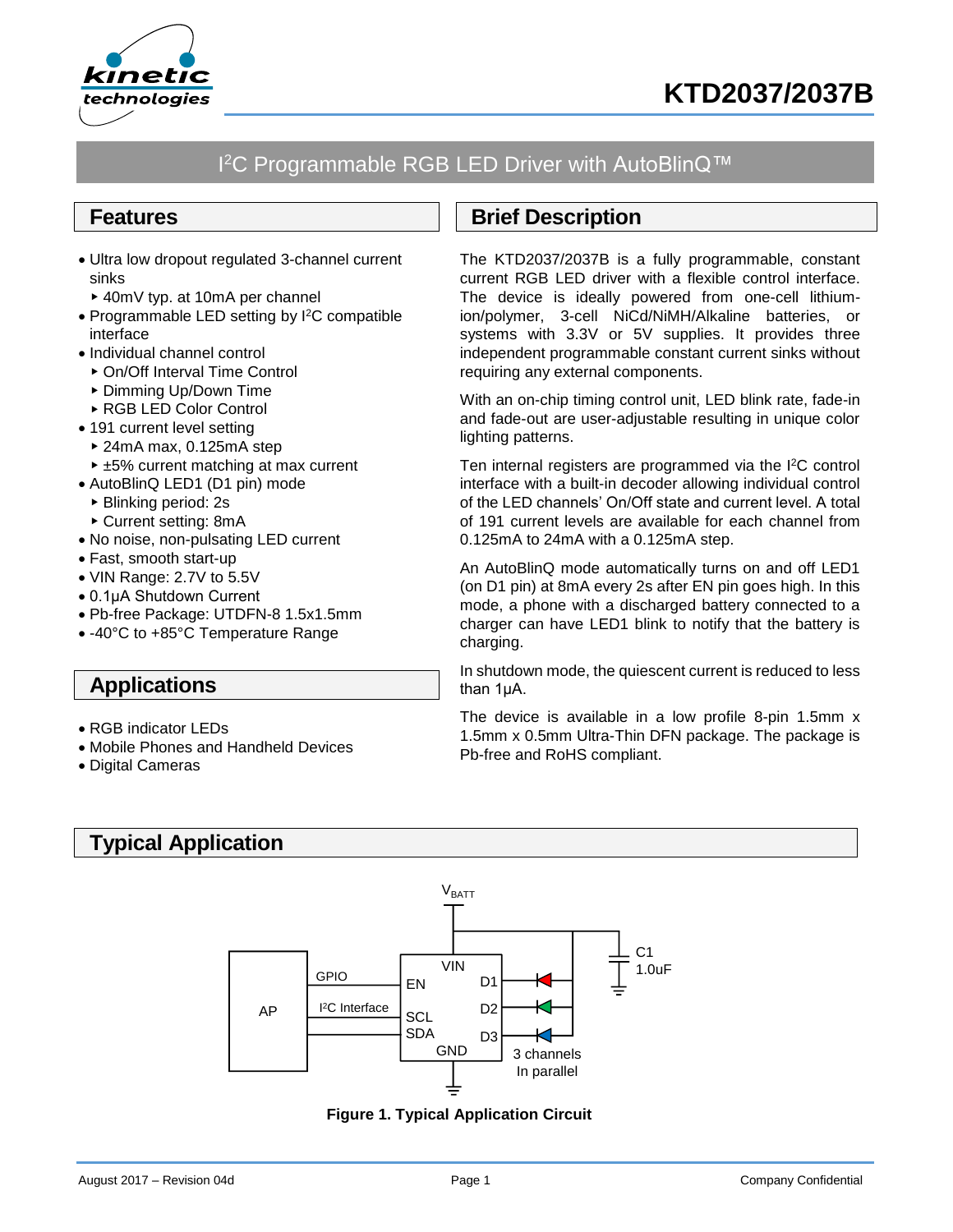# KTD2037/2037B

## I²C Programmable RGB LED Driver with AutoBlinQ™

## Features

- Ultra low dropout regulated 3-channel current sinks
  - 40mV typ. at 10mA per channel
- Programmable LED setting by I²C compatible interface
- Individual channel control
  - On/Off Interval Time Control
  - Dimming Up/Down Time
  - RGB LED Color Control
- 191 current level setting
  - 24mA max, 0.125mA step
  - ±5% current matching at max current
- AutoBlinQ LED1 (D1 pin) mode
  - Blinking period: 2s
  - Current setting: 8mA
- No noise, non-pulsating LED current
- Fast, smooth start-up
- VIN Range: 2.7V to 5.5V
- 0.1µA Shutdown Current
- Pb-free Package: UTDFN-8 1.5x1.5mm
- -40°C to +85°C Temperature Range

## Applications

- RGB indicator LEDs
- Mobile Phones and Handheld Devices
- Digital Cameras

## Brief Description

The KTD2037/2037B is a fully programmable, constant current RGB LED driver with a flexible control interface. The device is ideally powered from one-cell lithium-ion/polymer, 3-cell NiCd/NiMH/Alkaline batteries, or systems with 3.3V or 5V supplies. It provides three independent programmable constant current sinks without requiring any external components.

With an on-chip timing control unit, LED blink rate, fade-in and fade-out are user-adjustable resulting in unique color lighting patterns.

Ten internal registers are programmed via the I²C control interface with a built-in decoder allowing individual control of the LED channels' On/Off state and current level. A total of 191 current levels are available for each channel from 0.125mA to 24mA with a 0.125mA step.

An AutoBlinQ mode automatically turns on and off LED1 (on D1 pin) at 8mA every 2s after EN pin goes high. In this mode, a phone with a discharged battery connected to a charger can have LED1 blink to notify that the battery is charging.

In shutdown mode, the quiescent current is reduced to less than 1µA.

The device is available in a low profile 8-pin 1.5mm x 1.5mm x 0.5mm Ultra-Thin DFN package. The package is Pb-free and RoHS compliant.

## Typical Application

$V_{BATT}$

AP | GPIO | I²C Interface | EN | SCL | SDA | VIN | GND | D1 | D2 | D3 | C1 1.0uF | 3 channels In parallel

**Figure 1. Typical Application Circuit**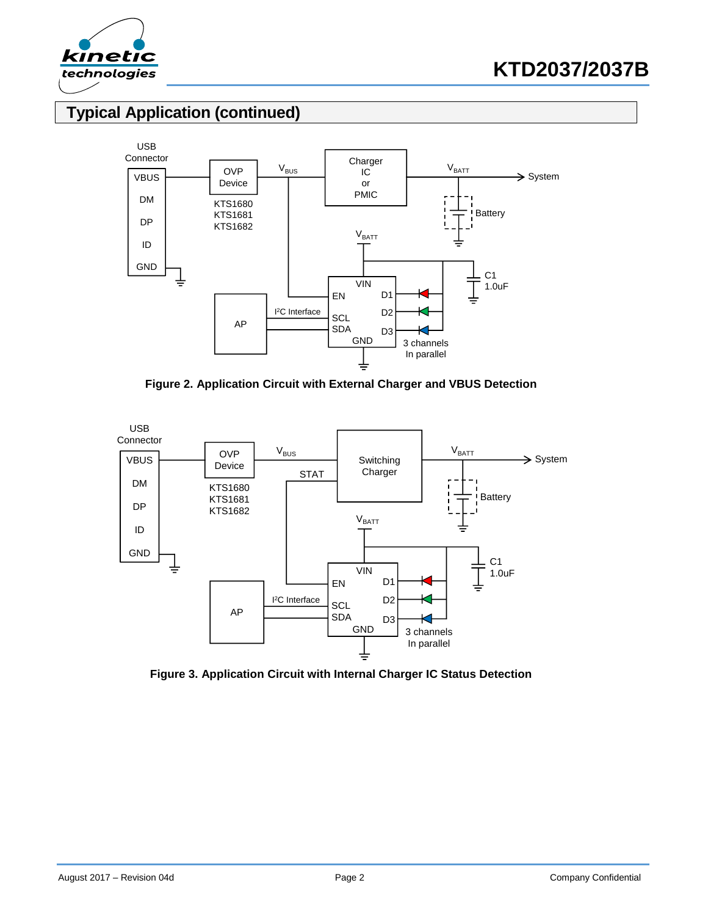## Typical Application (continued)

**Figure 2. Application Circuit with External Charger and VBUS Detection**

**Figure 3. Application Circuit with Internal Charger IC Status Detection**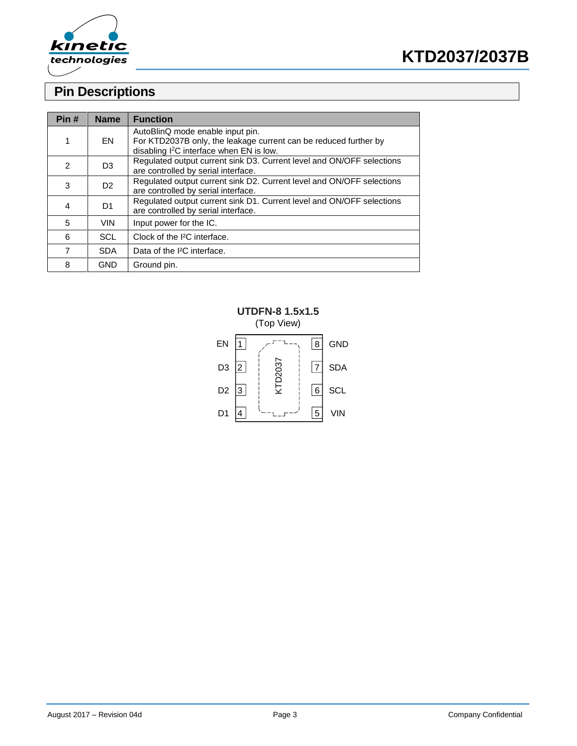## Pin Descriptions

| Pin # | Name | Function |
|---|---|---|
| 1 | EN | AutoBlinQ mode enable input pin. For KTD2037B only, the leakage current can be reduced further by disabling I²C interface when EN is low. |
| 2 | D3 | Regulated output current sink D3. Current level and ON/OFF selections are controlled by serial interface. |
| 3 | D2 | Regulated output current sink D2. Current level and ON/OFF selections are controlled by serial interface. |
| 4 | D1 | Regulated output current sink D1. Current level and ON/OFF selections are controlled by serial interface. |
| 5 | VIN | Input power for the IC. |
| 6 | SCL | Clock of the I²C interface. |
| 7 | SDA | Data of the I²C interface. |
| 8 | GND | Ground pin. |

**UTDFN-8 1.5x1.5**
(Top View)

| Pin Name | Pin # | | Pin # | Pin Name |
|---|---|---|---|---|
| EN | 1 | KTD2037 | 8 | GND |
| D3 | 2 | | 7 | SDA |
| D2 | 3 | | 6 | SCL |
| D1 | 4 | | 5 | VIN |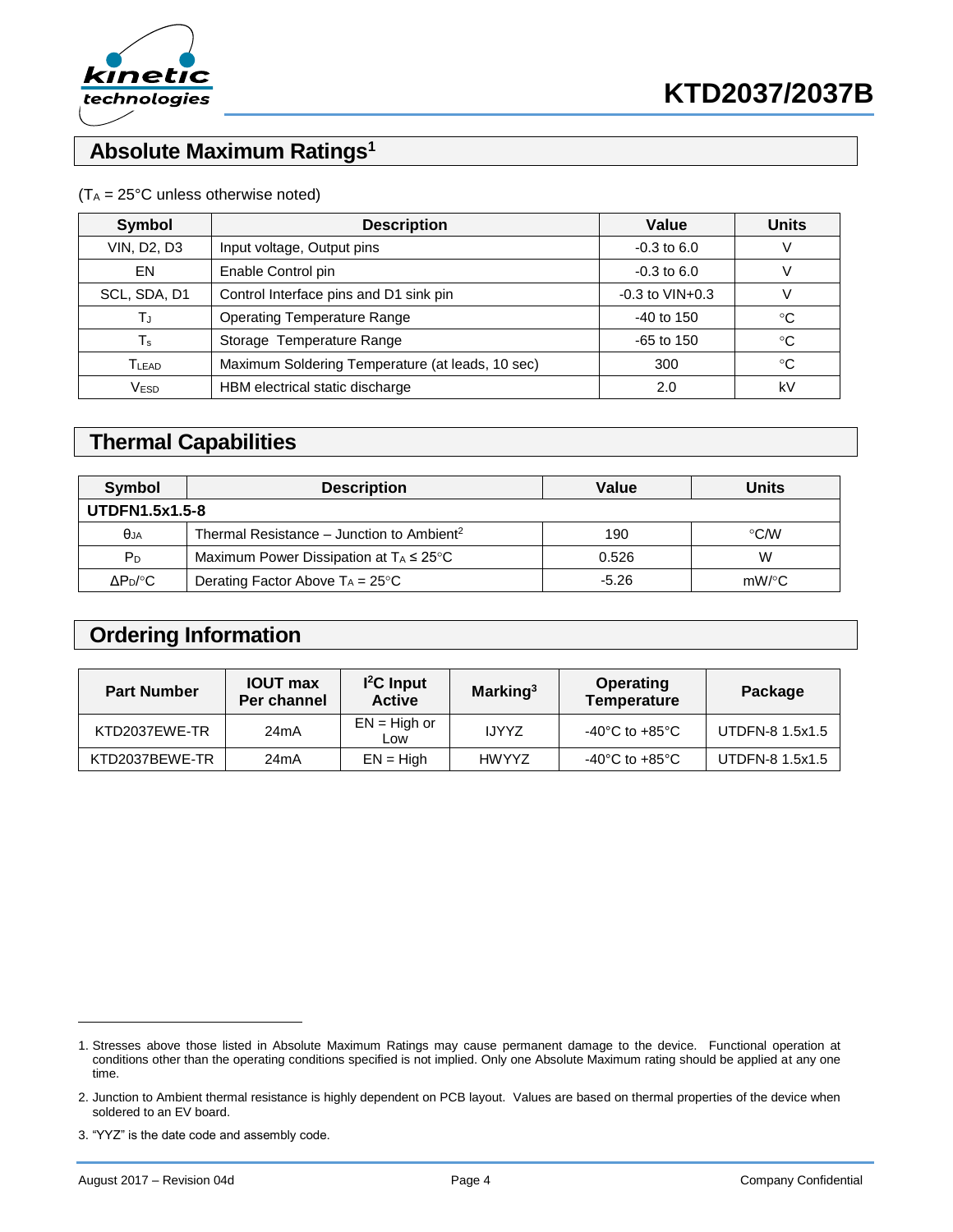## Absolute Maximum Ratings[1]

($T_A$ = 25°C unless otherwise noted)

| Symbol | Description | Value | Units |
|---|---|---|---|
| VIN, D2, D3 | Input voltage, Output pins | -0.3 to 6.0 | V |
| EN | Enable Control pin | -0.3 to 6.0 | V |
| SCL, SDA, D1 | Control Interface pins and D1 sink pin | -0.3 to VIN+0.3 | V |
| $T_J$ | Operating Temperature Range | -40 to 150 | °C |
| $T_s$ | Storage Temperature Range | -65 to 150 | °C |
| $T_{LEAD}$ | Maximum Soldering Temperature (at leads, 10 sec) | 300 | °C |
| $V_{ESD}$ | HBM electrical static discharge | 2.0 | kV |

## Thermal Capabilities

| Symbol | Description | Value | Units |
|---|---|---|---|
| **UTDFN1.5x1.5-8** | | | |
| $\theta_{JA}$ | Thermal Resistance – Junction to Ambient[2] | 190 | °C/W |
| $P_D$ | Maximum Power Dissipation at $T_A \le 25$°C | 0.526 | W |
| $\Delta P_D$/°C | Derating Factor Above $T_A$ = 25°C | -5.26 | mW/°C |

## Ordering Information

| Part Number | IOUT max Per channel | I²C Input Active | Marking[3] | Operating Temperature | Package |
|---|---|---|---|---|---|
| KTD2037EWE-TR | 24mA | EN = High or Low | IJYYZ | -40°C to +85°C | UTDFN-8 1.5x1.5 |
| KTD2037BEWE-TR | 24mA | EN = High | HWYYZ | -40°C to +85°C | UTDFN-8 1.5x1.5 |

1. Stresses above those listed in Absolute Maximum Ratings may cause permanent damage to the device. Functional operation at conditions other than the operating conditions specified is not implied. Only one Absolute Maximum rating should be applied at any one time.

2. Junction to Ambient thermal resistance is highly dependent on PCB layout. Values are based on thermal properties of the device when soldered to an EV board.

3. "YYZ" is the date code and assembly code.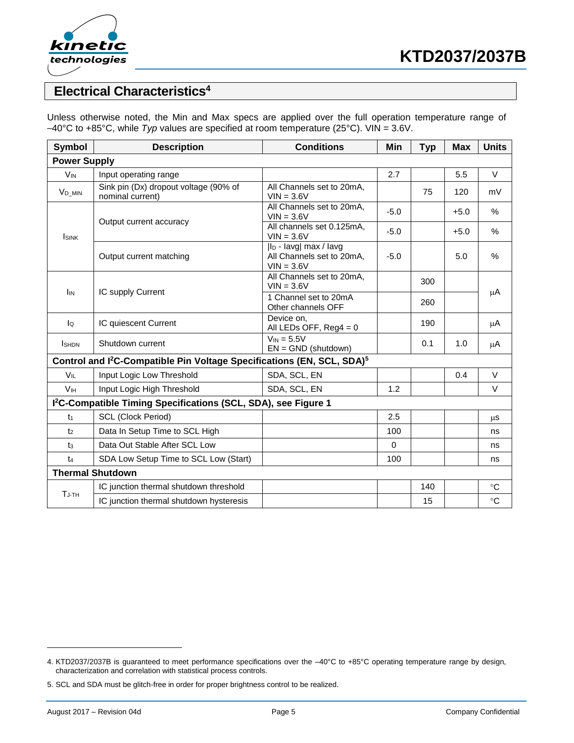## Electrical Characteristics[4]

Unless otherwise noted, the Min and Max specs are applied over the full operation temperature range of –40°C to +85°C, while *Typ* values are specified at room temperature (25°C). VIN = 3.6V.

| Symbol | Description | Conditions | Min | Typ | Max | Units |
|---|---|---|---|---|---|---|
| **Power Supply** | | | | | | |
| $V_{IN}$ | Input operating range | | 2.7 | | 5.5 | V |
| $V_{D\_MIN}$ | Sink pin (Dx) dropout voltage (90% of nominal current) | All Channels set to 20mA, VIN = 3.6V | | 75 | 120 | mV |
| $I_{SINK}$ | Output current accuracy | All Channels set to 20mA, VIN = 3.6V | -5.0 | | +5.0 | % |
| | | All channels set 0.125mA, VIN = 3.6V | -5.0 | | +5.0 | % |
| | Output current matching | $\|I_D$ - Iavg$\|$ max / Iavg All Channels set to 20mA, VIN = 3.6V | -5.0 | | 5.0 | % |
| $I_{IN}$ | IC supply Current | All Channels set to 20mA, VIN = 3.6V | | 300 | | µA |
| | | 1 Channel set to 20mA Other channels OFF | | 260 | | |
| $I_Q$ | IC quiescent Current | Device on, All LEDs OFF, Reg4 = 0 | | 190 | | µA |
| $I_{SHDN}$ | Shutdown current | $V_{IN}$ = 5.5V EN = GND (shutdown) | | 0.1 | 1.0 | µA |
| **Control and I²C-Compatible Pin Voltage Specifications (EN, SCL, SDA)[5]** | | | | | | |
| $V_{IL}$ | Input Logic Low Threshold | SDA, SCL, EN | | | 0.4 | V |
| $V_{IH}$ | Input Logic High Threshold | SDA, SCL, EN | 1.2 | | | V |
| **I²C-Compatible Timing Specifications (SCL, SDA), see Figure 1** | | | | | | |
| $t_1$ | SCL (Clock Period) | | 2.5 | | | µs |
| $t_2$ | Data In Setup Time to SCL High | | 100 | | | ns |
| $t_3$ | Data Out Stable After SCL Low | | 0 | | | ns |
| $t_4$ | SDA Low Setup Time to SCL Low (Start) | | 100 | | | ns |
| **Thermal Shutdown** | | | | | | |
| $T_{J\text{-}TH}$ | IC junction thermal shutdown threshold | | | 140 | | °C |
| | IC junction thermal shutdown hysteresis | | | 15 | | °C |

4. KTD2037/2037B is guaranteed to meet performance specifications over the –40°C to +85°C operating temperature range by design, characterization and correlation with statistical process controls.

5. SCL and SDA must be glitch-free in order for proper brightness control to be realized.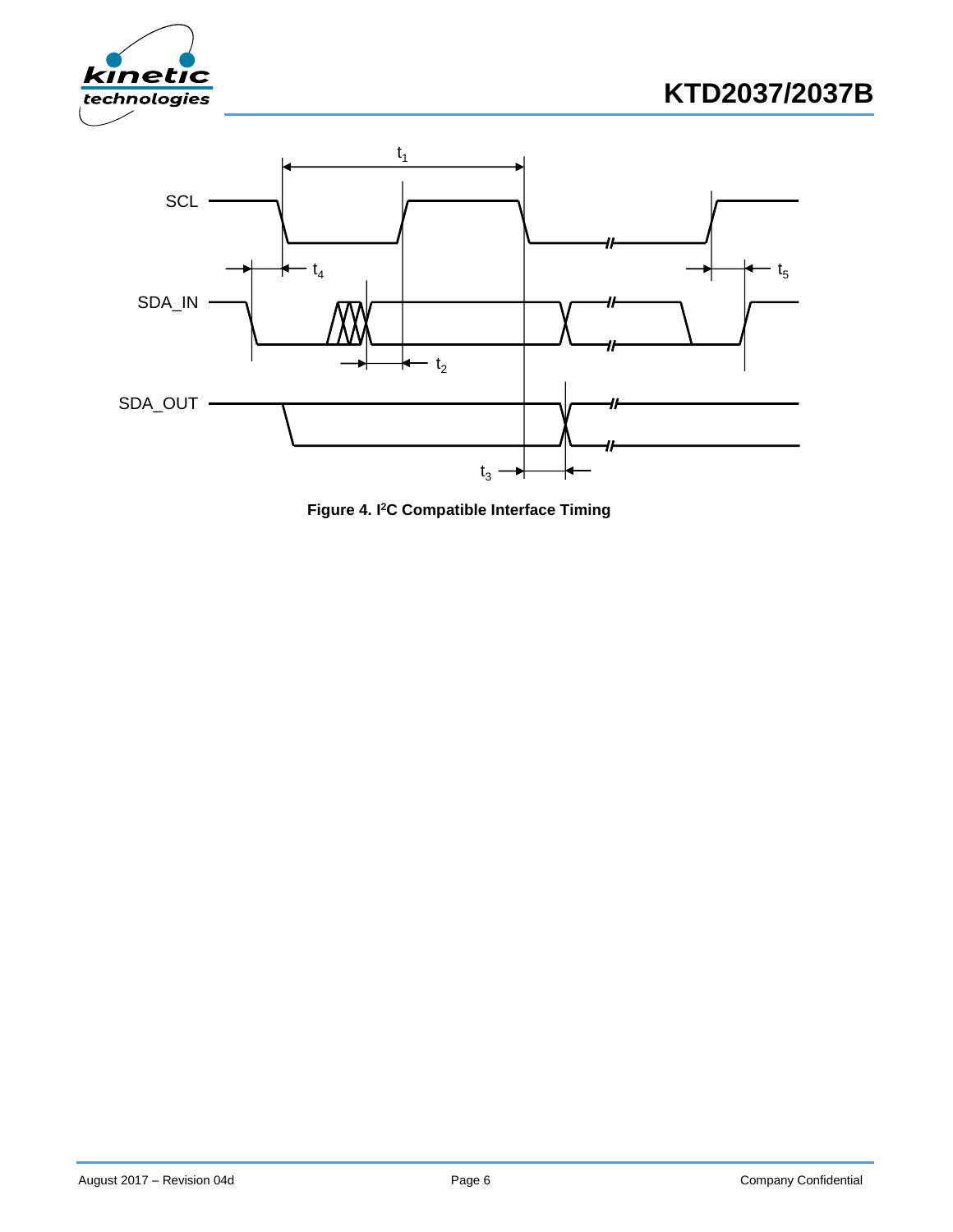**Figure 4. I²C Compatible Interface Timing**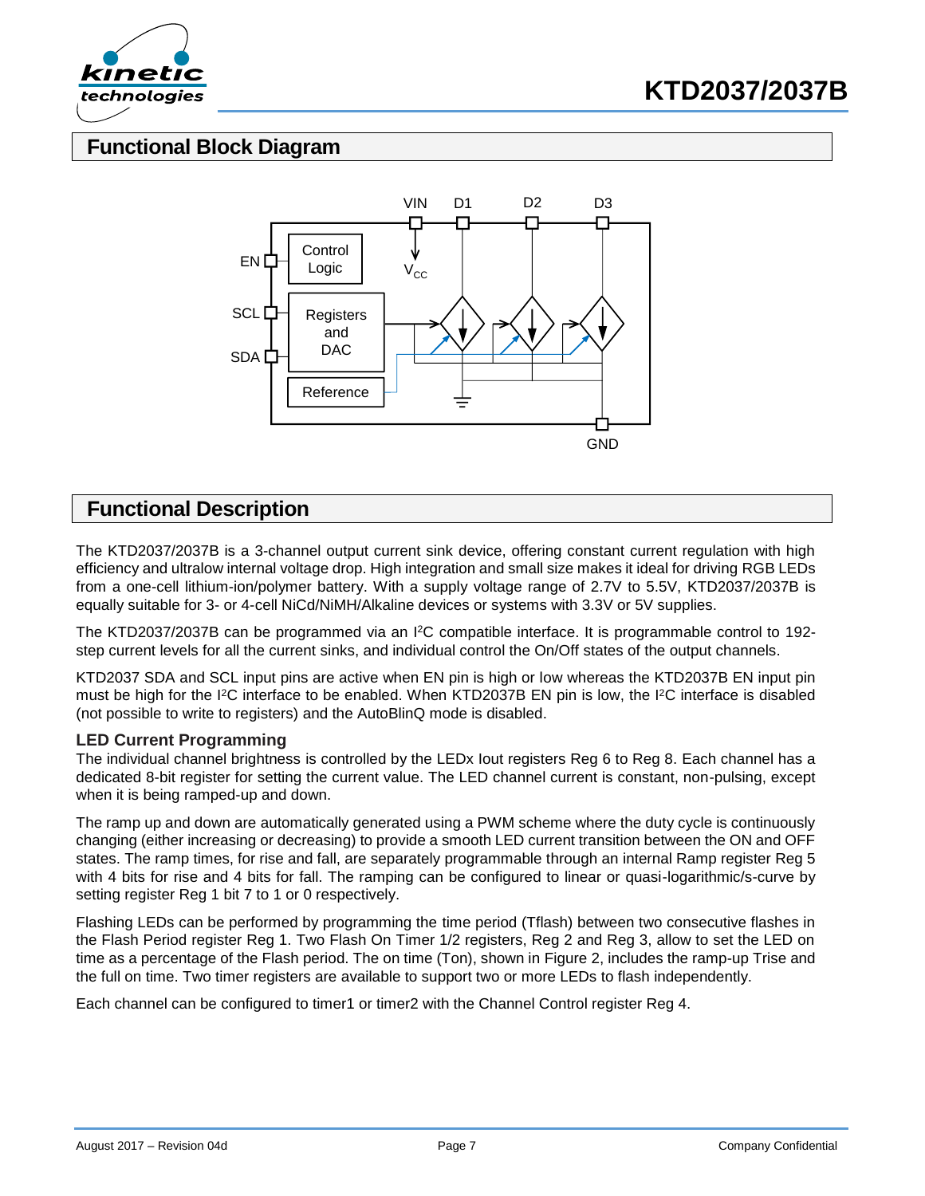## Functional Block Diagram

## Functional Description

The KTD2037/2037B is a 3-channel output current sink device, offering constant current regulation with high efficiency and ultralow internal voltage drop. High integration and small size makes it ideal for driving RGB LEDs from a one-cell lithium-ion/polymer battery. With a supply voltage range of 2.7V to 5.5V, KTD2037/2037B is equally suitable for 3- or 4-cell NiCd/NiMH/Alkaline devices or systems with 3.3V or 5V supplies.

The KTD2037/2037B can be programmed via an $I^2C$ compatible interface. It is programmable control to 192-step current levels for all the current sinks, and individual control the On/Off states of the output channels.

KTD2037 SDA and SCL input pins are active when EN pin is high or low whereas the KTD2037B EN input pin must be high for the $I^2C$ interface to be enabled. When KTD2037B EN pin is low, the $I^2C$ interface is disabled (not possible to write to registers) and the AutoBlinQ mode is disabled.

### LED Current Programming

The individual channel brightness is controlled by the LEDx Iout registers Reg 6 to Reg 8. Each channel has a dedicated 8-bit register for setting the current value. The LED channel current is constant, non-pulsing, except when it is being ramped-up and down.

The ramp up and down are automatically generated using a PWM scheme where the duty cycle is continuously changing (either increasing or decreasing) to provide a smooth LED current transition between the ON and OFF states. The ramp times, for rise and fall, are separately programmable through an internal Ramp register Reg 5 with 4 bits for rise and 4 bits for fall. The ramping can be configured to linear or quasi-logarithmic/s-curve by setting register Reg 1 bit 7 to 1 or 0 respectively.

Flashing LEDs can be performed by programming the time period (Tflash) between two consecutive flashes in the Flash Period register Reg 1. Two Flash On Timer 1/2 registers, Reg 2 and Reg 3, allow to set the LED on time as a percentage of the Flash period. The on time (Ton), shown in Figure 2, includes the ramp-up Trise and the full on time. Two timer registers are available to support two or more LEDs to flash independently.

Each channel can be configured to timer1 or timer2 with the Channel Control register Reg 4.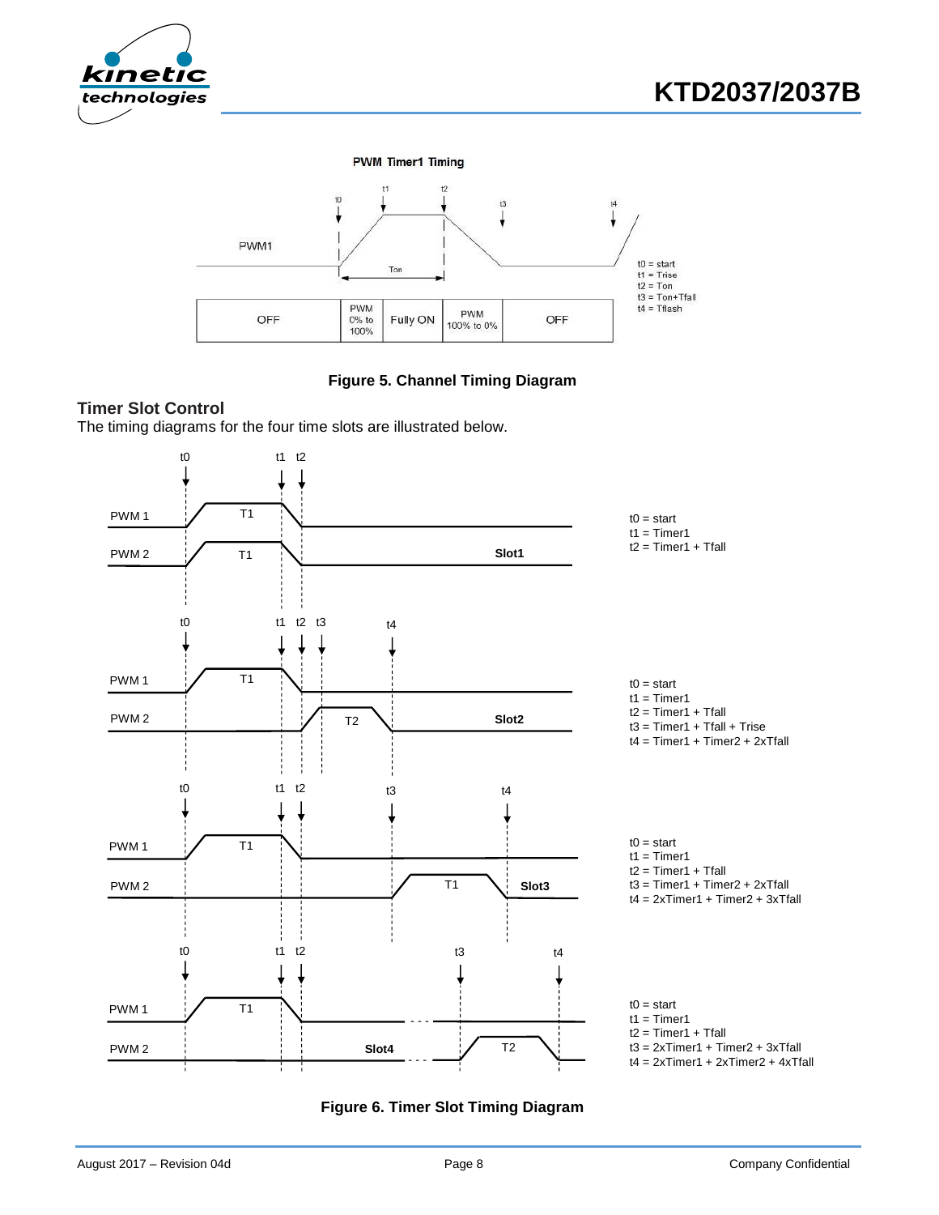PWM Timer1 Timing

t0 = start
t1 = Trise
t2 = Ton
t3 = Ton+Tfall
t4 = Tflash

| OFF | PWM 0% to 100% | Fully ON | PWM 100% to 0% | OFF |
|---|---|---|---|---|

**Figure 5. Channel Timing Diagram**

### Timer Slot Control

The timing diagrams for the four time slots are illustrated below.

Slot1:
t0 = start
t1 = Timer1
t2 = Timer1 + Tfall

Slot2:
t0 = start
t1 = Timer1
t2 = Timer1 + Tfall
t3 = Timer1 + Tfall + Trise
t4 = Timer1 + Timer2 + 2xTfall

Slot3:
t0 = start
t1 = Timer1
t2 = Timer1 + Tfall
t3 = Timer1 + Timer2 + 2xTfall
t4 = 2xTimer1 + Timer2 + 3xTfall

Slot4:
t0 = start
t1 = Timer1
t2 = Timer1 + Tfall
t3 = 2xTimer1 + Timer2 + 3xTfall
t4 = 2xTimer1 + 2xTimer2 + 4xTfall

**Figure 6. Timer Slot Timing Diagram**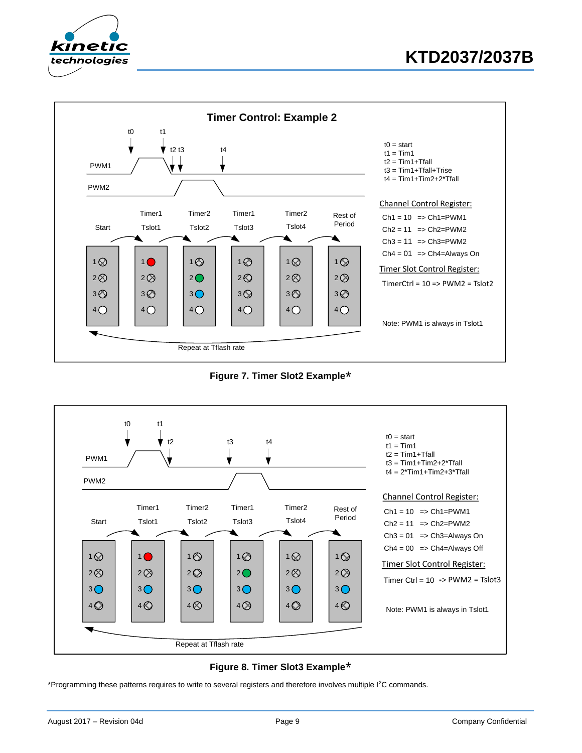**Timer Control: Example 2**

t0 = start
t1 = Tim1
t2 = Tim1+Tfall
t3 = Tim1+Tfall+Trise
t4 = Tim1+Tim2+2*Tfall

Channel Control Register:

Ch1 = 10 => Ch1=PWM1
Ch2 = 11 => Ch2=PWM2
Ch3 = 11 => Ch3=PWM2
Ch4 = 01 => Ch4=Always On

Timer Slot Control Register:

TimerCtrl = 10 => PWM2 = Tslot2

Note: PWM1 is always in Tslot1

Repeat at Tflash rate

**Figure 7. Timer Slot2 Example***

t0 = start
t1 = Tim1
t2 = Tim1+Tfall
t3 = Tim1+Tim2+2*Tfall
t4 = 2*Tim1+Tim2+3*Tfall

Channel Control Register:

Ch1 = 10 => Ch1=PWM1
Ch2 = 11 => Ch2=PWM2
Ch3 = 01 => Ch3=Always On
Ch4 = 00 => Ch4=Always Off

Timer Slot Control Register:

Timer Ctrl = 10 => PWM2 = Tslot3

Note: PWM1 is always in Tslot1

Repeat at Tflash rate

**Figure 8. Timer Slot3 Example***

*Programming these patterns requires to write to several registers and therefore involves multiple I[2]C commands.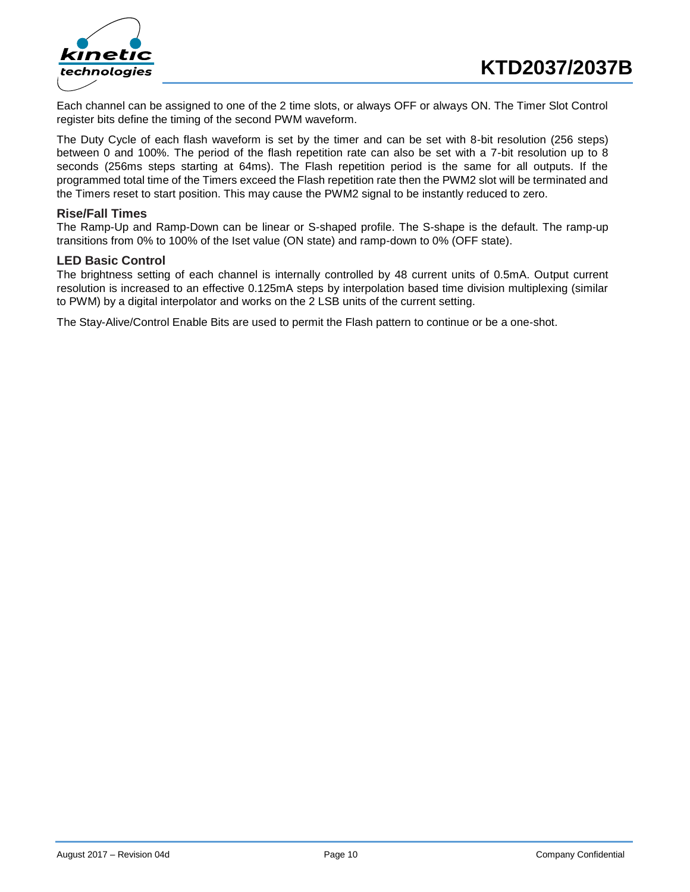Each channel can be assigned to one of the 2 time slots, or always OFF or always ON. The Timer Slot Control register bits define the timing of the second PWM waveform.

The Duty Cycle of each flash waveform is set by the timer and can be set with 8-bit resolution (256 steps) between 0 and 100%. The period of the flash repetition rate can also be set with a 7-bit resolution up to 8 seconds (256ms steps starting at 64ms). The Flash repetition period is the same for all outputs. If the programmed total time of the Timers exceed the Flash repetition rate then the PWM2 slot will be terminated and the Timers reset to start position. This may cause the PWM2 signal to be instantly reduced to zero.

### Rise/Fall Times

The Ramp-Up and Ramp-Down can be linear or S-shaped profile. The S-shape is the default. The ramp-up transitions from 0% to 100% of the Iset value (ON state) and ramp-down to 0% (OFF state).

### LED Basic Control

The brightness setting of each channel is internally controlled by 48 current units of 0.5mA. Output current resolution is increased to an effective 0.125mA steps by interpolation based time division multiplexing (similar to PWM) by a digital interpolator and works on the 2 LSB units of the current setting.

The Stay-Alive/Control Enable Bits are used to permit the Flash pattern to continue or be a one-shot.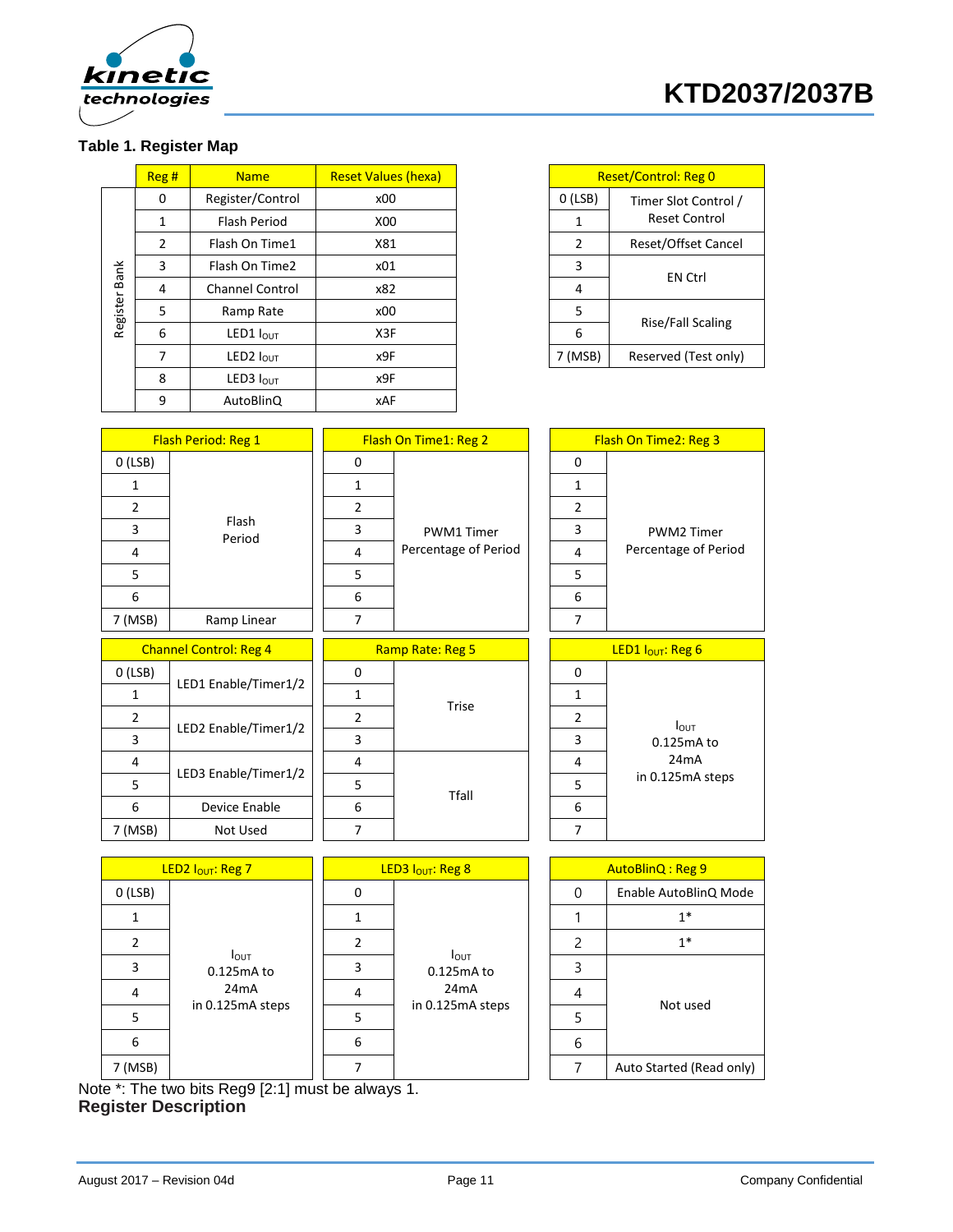**Table 1. Register Map**

| | Reg # | Name | Reset Values (hexa) |
|---|---|---|---|
| Register Bank | 0 | Register/Control | x00 |
| | 1 | Flash Period | X00 |
| | 2 | Flash On Time1 | X81 |
| | 3 | Flash On Time2 | x01 |
| | 4 | Channel Control | x82 |
| | 5 | Ramp Rate | x00 |
| | 6 | LED1 $I_{OUT}$ | X3F |
| | 7 | LED2 $I_{OUT}$ | x9F |
| | 8 | LED3 $I_{OUT}$ | x9F |
| | 9 | AutoBlinQ | xAF |

| Reset/Control: Reg 0 | |
|---|---|
| 0 (LSB) | Timer Slot Control / Reset Control |
| 1 | |
| 2 | Reset/Offset Cancel |
| 3 | EN Ctrl |
| 4 | |
| 5 | Rise/Fall Scaling |
| 6 | |
| 7 (MSB) | Reserved (Test only) |

| Flash Period: Reg 1 | |
|---|---|
| 0 (LSB) | Flash Period |
| 1 | |
| 2 | |
| 3 | |
| 4 | |
| 5 | |
| 6 | |
| 7 (MSB) | Ramp Linear |

| Flash On Time1: Reg 2 | |
|---|---|
| 0 | PWM1 Timer Percentage of Period |
| 1 | |
| 2 | |
| 3 | |
| 4 | |
| 5 | |
| 6 | |
| 7 | |

| Flash On Time2: Reg 3 | |
|---|---|
| 0 | PWM2 Timer Percentage of Period |
| 1 | |
| 2 | |
| 3 | |
| 4 | |
| 5 | |
| 6 | |
| 7 | |

| Channel Control: Reg 4 | |
|---|---|
| 0 (LSB) | LED1 Enable/Timer1/2 |
| 1 | |
| 2 | LED2 Enable/Timer1/2 |
| 3 | |
| 4 | LED3 Enable/Timer1/2 |
| 5 | |
| 6 | Device Enable |
| 7 (MSB) | Not Used |

| Ramp Rate: Reg 5 | |
|---|---|
| 0 | Trise |
| 1 | |
| 2 | |
| 3 | |
| 4 | Tfall |
| 5 | |
| 6 | |
| 7 | |

| LED1 $I_{OUT}$: Reg 6 | |
|---|---|
| 0 | $I_{OUT}$ 0.125mA to 24mA in 0.125mA steps |
| 1 | |
| 2 | |
| 3 | |
| 4 | |
| 5 | |
| 6 | |
| 7 | |

| LED2 $I_{OUT}$: Reg 7 | |
|---|---|
| 0 (LSB) | $I_{OUT}$ 0.125mA to 24mA in 0.125mA steps |
| 1 | |
| 2 | |
| 3 | |
| 4 | |
| 5 | |
| 6 | |
| 7 (MSB) | |

| LED3 $I_{OUT}$: Reg 8 | |
|---|---|
| 0 | $I_{OUT}$ 0.125mA to 24mA in 0.125mA steps |
| 1 | |
| 2 | |
| 3 | |
| 4 | |
| 5 | |
| 6 | |
| 7 | |

| AutoBlinQ : Reg 9 | |
|---|---|
| 0 | Enable AutoBlinQ Mode |
| 1 | 1* |
| 2 | 1* |
| 3 | Not used |
| 4 | |
| 5 | |
| 6 | |
| 7 | Auto Started (Read only) |

Note *: The two bits Reg9 [2:1] must be always 1.

**Register Description**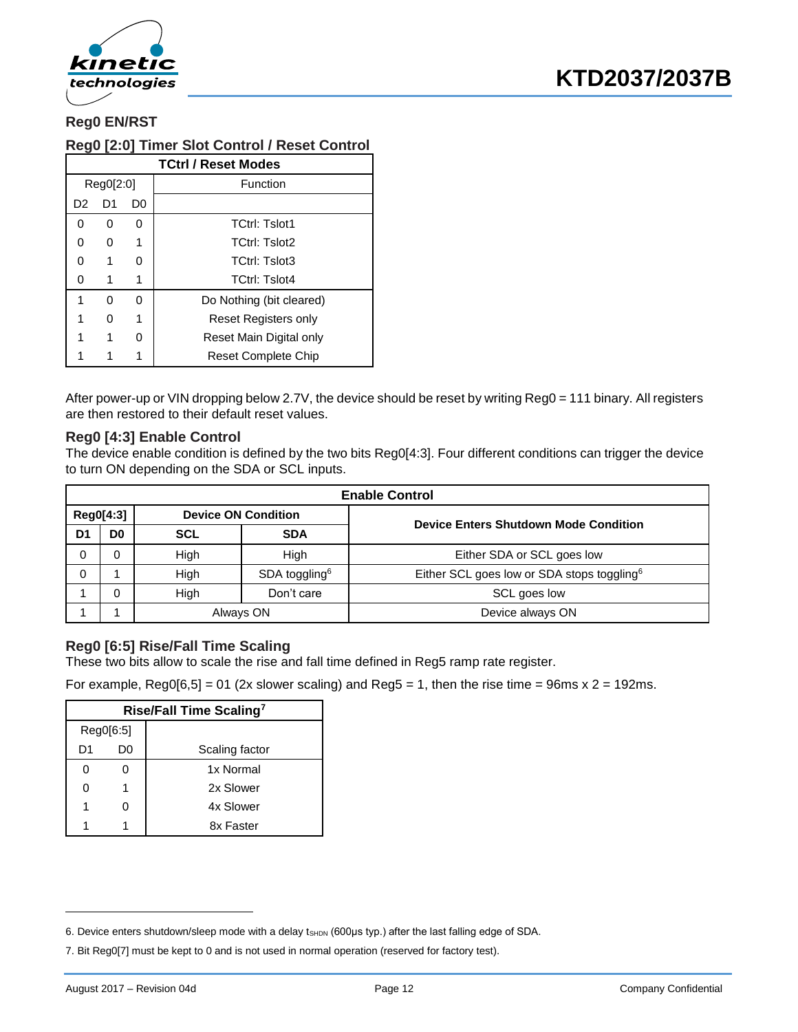## Reg0 EN/RST

### Reg0 [2:0] Timer Slot Control / Reset Control

| TCtrl / Reset Modes | | | |
|---|---|---|---|
| Reg0[2:0] | | | Function |
| D2 | D1 | D0 | |
| 0 | 0 | 0 | TCtrl: Tslot1 |
| 0 | 0 | 1 | TCtrl: Tslot2 |
| 0 | 1 | 0 | TCtrl: Tslot3 |
| 0 | 1 | 1 | TCtrl: Tslot4 |
| 1 | 0 | 0 | Do Nothing (bit cleared) |
| 1 | 0 | 1 | Reset Registers only |
| 1 | 1 | 0 | Reset Main Digital only |
| 1 | 1 | 1 | Reset Complete Chip |

After power-up or VIN dropping below 2.7V, the device should be reset by writing Reg0 = 111 binary. All registers are then restored to their default reset values.

### Reg0 [4:3] Enable Control

The device enable condition is defined by the two bits Reg0[4:3]. Four different conditions can trigger the device to turn ON depending on the SDA or SCL inputs.

| Enable Control | | | | |
|---|---|---|---|---|
| **Reg0[4:3]** | | **Device ON Condition** | | **Device Enters Shutdown Mode Condition** |
| **D1** | **D0** | **SCL** | **SDA** | |
| 0 | 0 | High | High | Either SDA or SCL goes low |
| 0 | 1 | High | SDA toggling[6] | Either SCL goes low or SDA stops toggling[6] |
| 1 | 0 | High | Don't care | SCL goes low |
| 1 | 1 | Always ON | | Device always ON |

### Reg0 [6:5] Rise/Fall Time Scaling

These two bits allow to scale the rise and fall time defined in Reg5 ramp rate register.

For example, Reg0[6,5] = 01 (2x slower scaling) and Reg5 = 1, then the rise time = 96ms x 2 = 192ms.

| Rise/Fall Time Scaling[7] | | |
|---|---|---|
| Reg0[6:5] | | |
| D1 | D0 | Scaling factor |
| 0 | 0 | 1x Normal |
| 0 | 1 | 2x Slower |
| 1 | 0 | 4x Slower |
| 1 | 1 | 8x Faster |

6. Device enters shutdown/sleep mode with a delay $t_{SHDN}$ (600µs typ.) after the last falling edge of SDA.

7. Bit Reg0[7] must be kept to 0 and is not used in normal operation (reserved for factory test).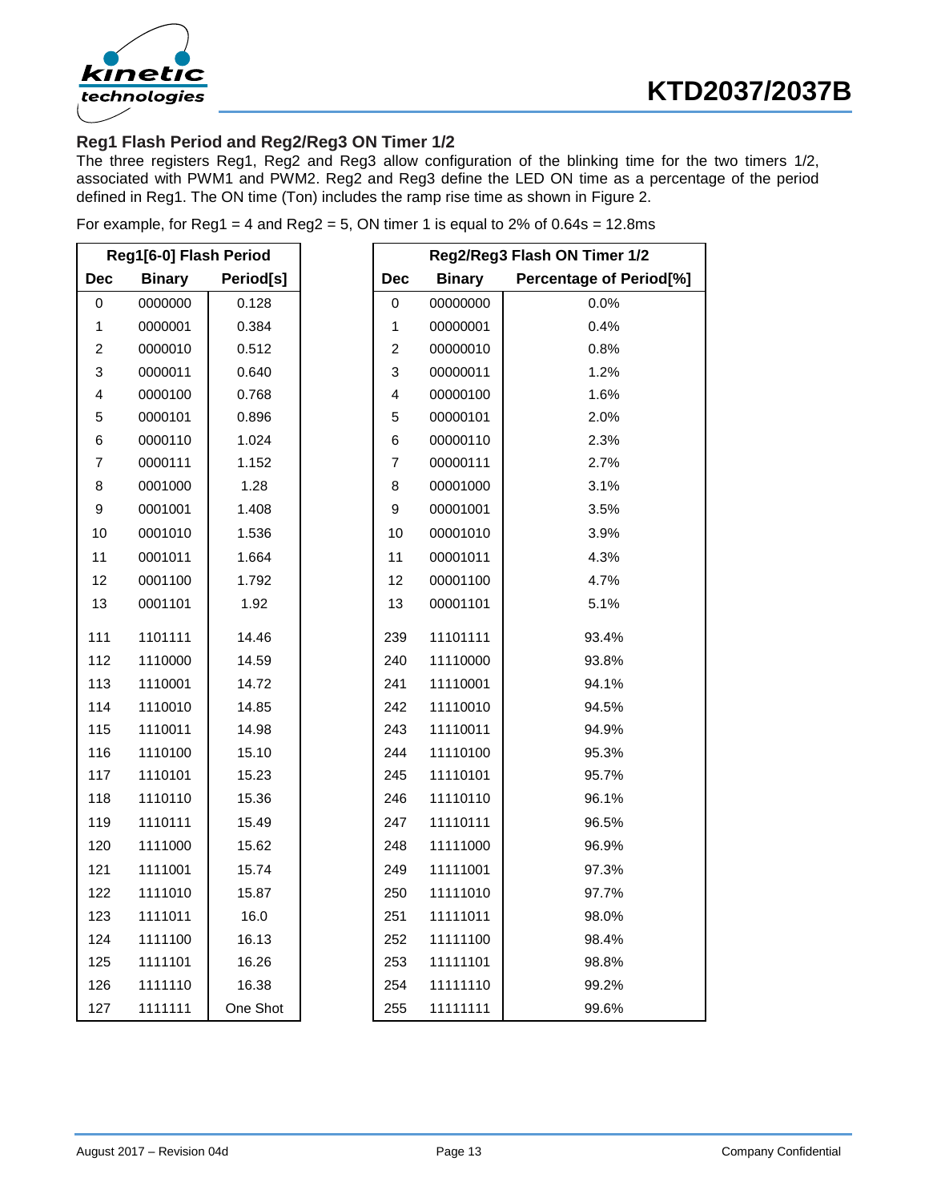### Reg1 Flash Period and Reg2/Reg3 ON Timer 1/2

The three registers Reg1, Reg2 and Reg3 allow configuration of the blinking time for the two timers 1/2, associated with PWM1 and PWM2. Reg2 and Reg3 define the LED ON time as a percentage of the period defined in Reg1. The ON time (Ton) includes the ramp rise time as shown in Figure 2.

For example, for Reg1 = 4 and Reg2 = 5, ON timer 1 is equal to 2% of 0.64s = 12.8ms

| Reg1[6-0] Flash Period | | |
|---|---|---|
| **Dec** | **Binary** | **Period[s]** |
| 0 | 0000000 | 0.128 |
| 1 | 0000001 | 0.384 |
| 2 | 0000010 | 0.512 |
| 3 | 0000011 | 0.640 |
| 4 | 0000100 | 0.768 |
| 5 | 0000101 | 0.896 |
| 6 | 0000110 | 1.024 |
| 7 | 0000111 | 1.152 |
| 8 | 0001000 | 1.28 |
| 9 | 0001001 | 1.408 |
| 10 | 0001010 | 1.536 |
| 11 | 0001011 | 1.664 |
| 12 | 0001100 | 1.792 |
| 13 | 0001101 | 1.92 |
| 111 | 1101111 | 14.46 |
| 112 | 1110000 | 14.59 |
| 113 | 1110001 | 14.72 |
| 114 | 1110010 | 14.85 |
| 115 | 1110011 | 14.98 |
| 116 | 1110100 | 15.10 |
| 117 | 1110101 | 15.23 |
| 118 | 1110110 | 15.36 |
| 119 | 1110111 | 15.49 |
| 120 | 1111000 | 15.62 |
| 121 | 1111001 | 15.74 |
| 122 | 1111010 | 15.87 |
| 123 | 1111011 | 16.0 |
| 124 | 1111100 | 16.13 |
| 125 | 1111101 | 16.26 |
| 126 | 1111110 | 16.38 |
| 127 | 1111111 | One Shot |

| Reg2/Reg3 Flash ON Timer 1/2 | | |
|---|---|---|
| **Dec** | **Binary** | **Percentage of Period[%]** |
| 0 | 00000000 | 0.0% |
| 1 | 00000001 | 0.4% |
| 2 | 00000010 | 0.8% |
| 3 | 00000011 | 1.2% |
| 4 | 00000100 | 1.6% |
| 5 | 00000101 | 2.0% |
| 6 | 00000110 | 2.3% |
| 7 | 00000111 | 2.7% |
| 8 | 00001000 | 3.1% |
| 9 | 00001001 | 3.5% |
| 10 | 00001010 | 3.9% |
| 11 | 00001011 | 4.3% |
| 12 | 00001100 | 4.7% |
| 13 | 00001101 | 5.1% |
| 239 | 11101111 | 93.4% |
| 240 | 11110000 | 93.8% |
| 241 | 11110001 | 94.1% |
| 242 | 11110010 | 94.5% |
| 243 | 11110011 | 94.9% |
| 244 | 11110100 | 95.3% |
| 245 | 11110101 | 95.7% |
| 246 | 11110110 | 96.1% |
| 247 | 11110111 | 96.5% |
| 248 | 11111000 | 96.9% |
| 249 | 11111001 | 97.3% |
| 250 | 11111010 | 97.7% |
| 251 | 11111011 | 98.0% |
| 252 | 11111100 | 98.4% |
| 253 | 11111101 | 98.8% |
| 254 | 11111110 | 99.2% |
| 255 | 11111111 | 99.6% |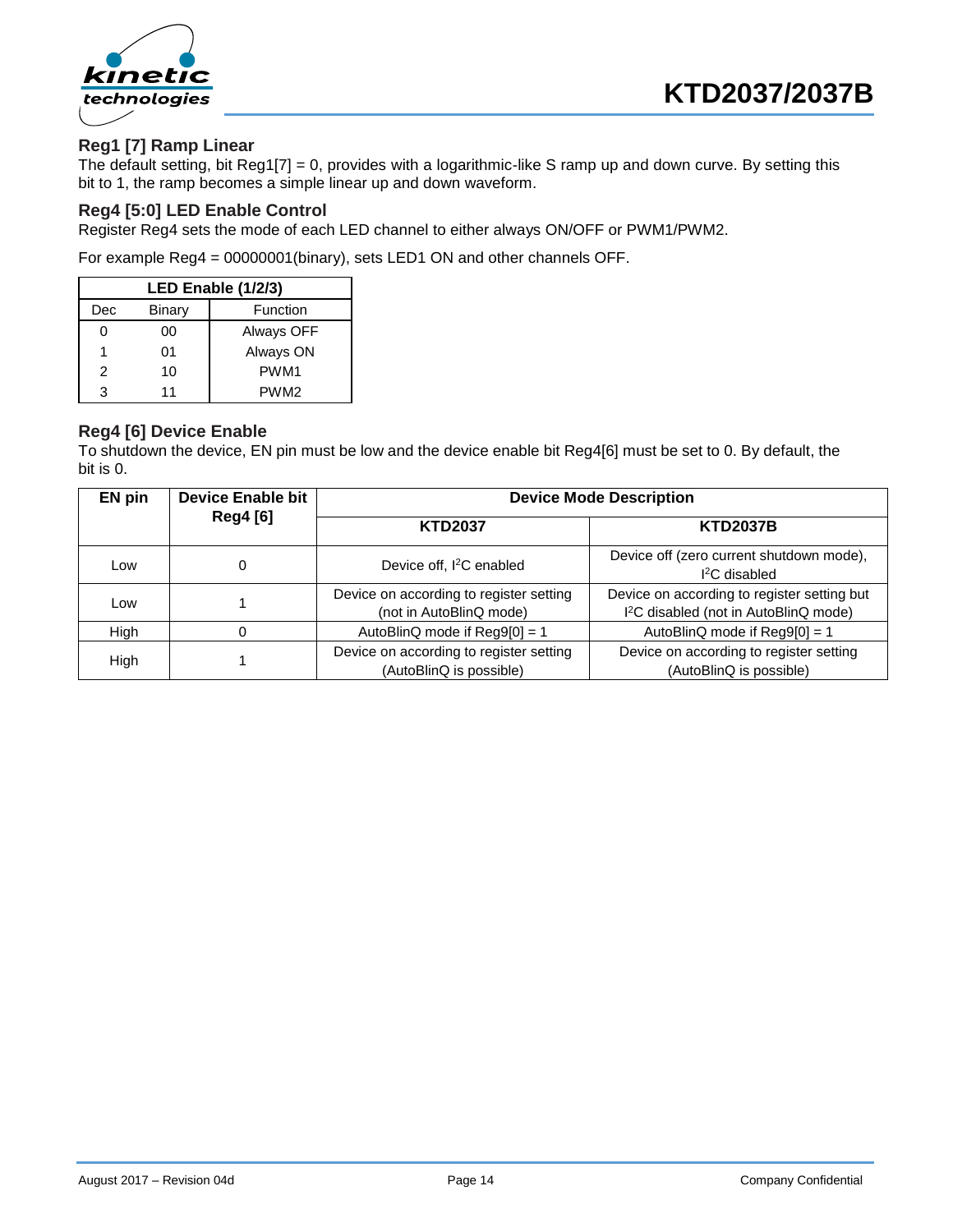### Reg1 [7] Ramp Linear

The default setting, bit Reg1[7] = 0, provides with a logarithmic-like S ramp up and down curve. By setting this bit to 1, the ramp becomes a simple linear up and down waveform.

### Reg4 [5:0] LED Enable Control

Register Reg4 sets the mode of each LED channel to either always ON/OFF or PWM1/PWM2.

For example Reg4 = 00000001(binary), sets LED1 ON and other channels OFF.

| LED Enable (1/2/3) | | |
|---|---|---|
| Dec | Binary | Function |
| 0 | 00 | Always OFF |
| 1 | 01 | Always ON |
| 2 | 10 | PWM1 |
| 3 | 11 | PWM2 |

### Reg4 [6] Device Enable

To shutdown the device, EN pin must be low and the device enable bit Reg4[6] must be set to 0. By default, the bit is 0.

| EN pin | Device Enable bit Reg4 [6] | Device Mode Description | |
|---|---|---|---|
| | | KTD2037 | KTD2037B |
| Low | 0 | Device off, I²C enabled | Device off (zero current shutdown mode), I²C disabled |
| Low | 1 | Device on according to register setting (not in AutoBlinQ mode) | Device on according to register setting but I²C disabled (not in AutoBlinQ mode) |
| High | 0 | AutoBlinQ mode if Reg9[0] = 1 | AutoBlinQ mode if Reg9[0] = 1 |
| High | 1 | Device on according to register setting (AutoBlinQ is possible) | Device on according to register setting (AutoBlinQ is possible) |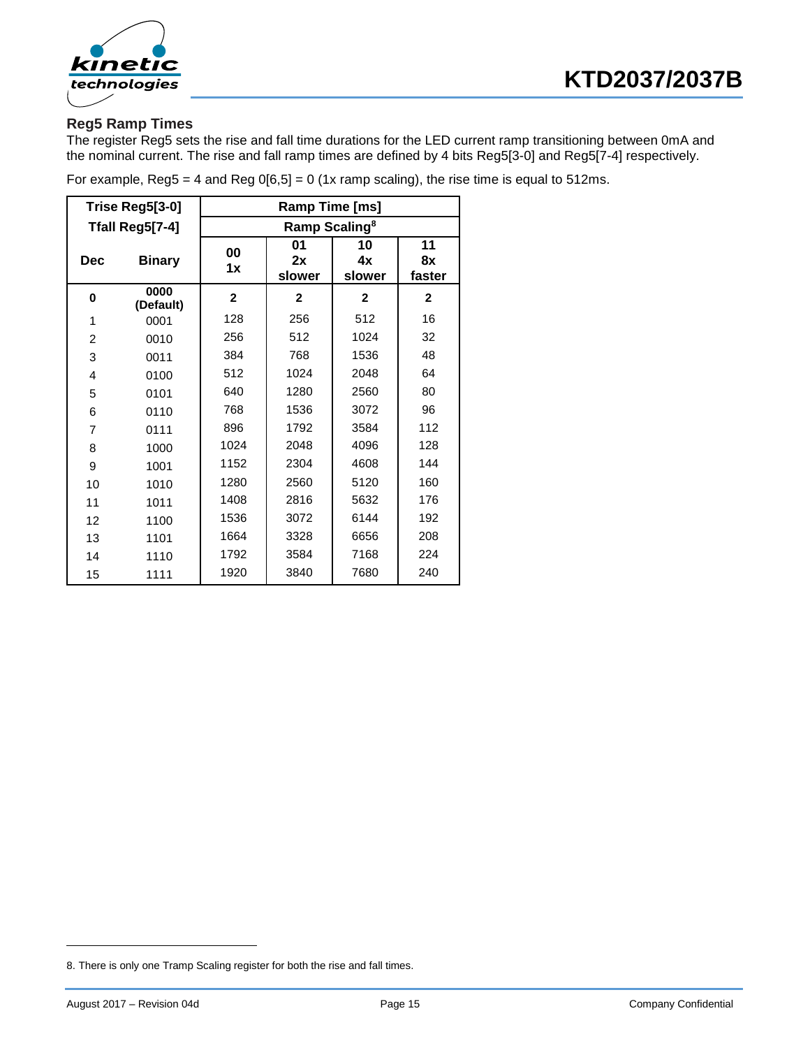## Reg5 Ramp Times

The register Reg5 sets the rise and fall time durations for the LED current ramp transitioning between 0mA and the nominal current. The rise and fall ramp times are defined by 4 bits Reg5[3-0] and Reg5[7-4] respectively.

For example, Reg5 = 4 and Reg 0[6,5] = 0 (1x ramp scaling), the rise time is equal to 512ms.

| Trise Reg5[3-0] Tfall Reg5[7-4] | | Ramp Time [ms] | | | |
|---|---|---|---|---|---|
| | | Ramp Scaling[8] | | | |
| **Dec** | **Binary** | **00 1x** | **01 2x slower** | **10 4x slower** | **11 8x faster** |
| **0** | **0000 (Default)** | **2** | **2** | **2** | **2** |
| 1 | 0001 | 128 | 256 | 512 | 16 |
| 2 | 0010 | 256 | 512 | 1024 | 32 |
| 3 | 0011 | 384 | 768 | 1536 | 48 |
| 4 | 0100 | 512 | 1024 | 2048 | 64 |
| 5 | 0101 | 640 | 1280 | 2560 | 80 |
| 6 | 0110 | 768 | 1536 | 3072 | 96 |
| 7 | 0111 | 896 | 1792 | 3584 | 112 |
| 8 | 1000 | 1024 | 2048 | 4096 | 128 |
| 9 | 1001 | 1152 | 2304 | 4608 | 144 |
| 10 | 1010 | 1280 | 2560 | 5120 | 160 |
| 11 | 1011 | 1408 | 2816 | 5632 | 176 |
| 12 | 1100 | 1536 | 3072 | 6144 | 192 |
| 13 | 1101 | 1664 | 3328 | 6656 | 208 |
| 14 | 1110 | 1792 | 3584 | 7168 | 224 |
| 15 | 1111 | 1920 | 3840 | 7680 | 240 |

8. There is only one Tramp Scaling register for both the rise and fall times.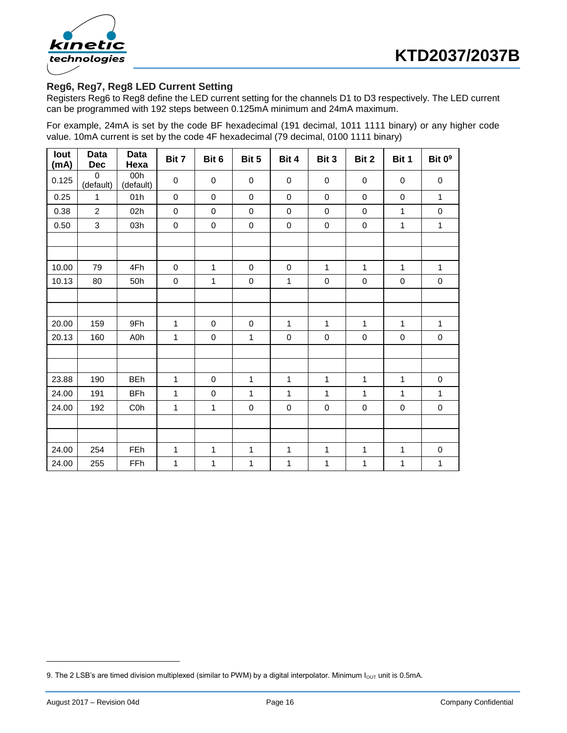### Reg6, Reg7, Reg8 LED Current Setting

Registers Reg6 to Reg8 define the LED current setting for the channels D1 to D3 respectively. The LED current can be programmed with 192 steps between 0.125mA minimum and 24mA maximum.

For example, 24mA is set by the code BF hexadecimal (191 decimal, 1011 1111 binary) or any higher code value. 10mA current is set by the code 4F hexadecimal (79 decimal, 0100 1111 binary)

| Iout (mA) | Data Dec | Data Hexa | Bit 7 | Bit 6 | Bit 5 | Bit 4 | Bit 3 | Bit 2 | Bit 1 | Bit 0[9] |
|---|---|---|---|---|---|---|---|---|---|---|
| 0.125 | 0 (default) | 00h (default) | 0 | 0 | 0 | 0 | 0 | 0 | 0 | 0 |
| 0.25 | 1 | 01h | 0 | 0 | 0 | 0 | 0 | 0 | 0 | 1 |
| 0.38 | 2 | 02h | 0 | 0 | 0 | 0 | 0 | 0 | 1 | 0 |
| 0.50 | 3 | 03h | 0 | 0 | 0 | 0 | 0 | 0 | 1 | 1 |
| | | | | | | | | | | |
| | | | | | | | | | | |
| 10.00 | 79 | 4Fh | 0 | 1 | 0 | 0 | 1 | 1 | 1 | 1 |
| 10.13 | 80 | 50h | 0 | 1 | 0 | 1 | 0 | 0 | 0 | 0 |
| | | | | | | | | | | |
| | | | | | | | | | | |
| 20.00 | 159 | 9Fh | 1 | 0 | 0 | 1 | 1 | 1 | 1 | 1 |
| 20.13 | 160 | A0h | 1 | 0 | 1 | 0 | 0 | 0 | 0 | 0 |
| | | | | | | | | | | |
| | | | | | | | | | | |
| 23.88 | 190 | BEh | 1 | 0 | 1 | 1 | 1 | 1 | 1 | 0 |
| 24.00 | 191 | BFh | 1 | 0 | 1 | 1 | 1 | 1 | 1 | 1 |
| 24.00 | 192 | C0h | 1 | 1 | 0 | 0 | 0 | 0 | 0 | 0 |
| | | | | | | | | | | |
| | | | | | | | | | | |
| 24.00 | 254 | FEh | 1 | 1 | 1 | 1 | 1 | 1 | 1 | 0 |
| 24.00 | 255 | FFh | 1 | 1 | 1 | 1 | 1 | 1 | 1 | 1 |

9. The 2 LSB's are timed division multiplexed (similar to PWM) by a digital interpolator. Minimum $I_{OUT}$ unit is 0.5mA.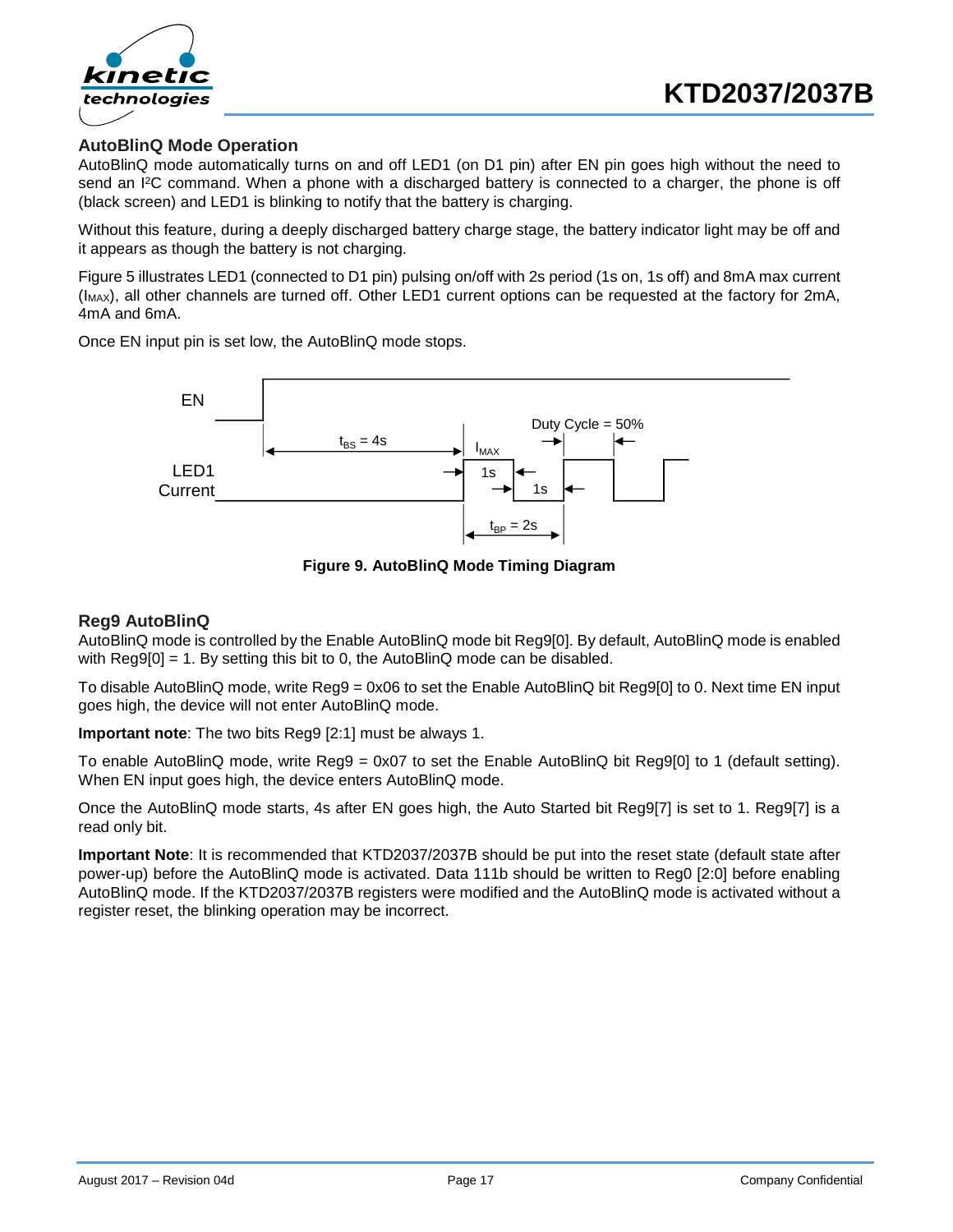## AutoBlinQ Mode Operation

AutoBlinQ mode automatically turns on and off LED1 (on D1 pin) after EN pin goes high without the need to send an I²C command. When a phone with a discharged battery is connected to a charger, the phone is off (black screen) and LED1 is blinking to notify that the battery is charging.

Without this feature, during a deeply discharged battery charge stage, the battery indicator light may be off and it appears as though the battery is not charging.

Figure 5 illustrates LED1 (connected to D1 pin) pulsing on/off with 2s period (1s on, 1s off) and 8mA max current ($I_{MAX}$), all other channels are turned off. Other LED1 current options can be requested at the factory for 2mA, 4mA and 6mA.

Once EN input pin is set low, the AutoBlinQ mode stops.

**Figure 9. AutoBlinQ Mode Timing Diagram**

## Reg9 AutoBlinQ

AutoBlinQ mode is controlled by the Enable AutoBlinQ mode bit Reg9[0]. By default, AutoBlinQ mode is enabled with Reg9[0] = 1. By setting this bit to 0, the AutoBlinQ mode can be disabled.

To disable AutoBlinQ mode, write Reg9 = 0x06 to set the Enable AutoBlinQ bit Reg9[0] to 0. Next time EN input goes high, the device will not enter AutoBlinQ mode.

**Important note**: The two bits Reg9 [2:1] must be always 1.

To enable AutoBlinQ mode, write Reg9 = 0x07 to set the Enable AutoBlinQ bit Reg9[0] to 1 (default setting). When EN input goes high, the device enters AutoBlinQ mode.

Once the AutoBlinQ mode starts, 4s after EN goes high, the Auto Started bit Reg9[7] is set to 1. Reg9[7] is a read only bit.

**Important Note**: It is recommended that KTD2037/2037B should be put into the reset state (default state after power-up) before the AutoBlinQ mode is activated. Data 111b should be written to Reg0 [2:0] before enabling AutoBlinQ mode. If the KTD2037/2037B registers were modified and the AutoBlinQ mode is activated without a register reset, the blinking operation may be incorrect.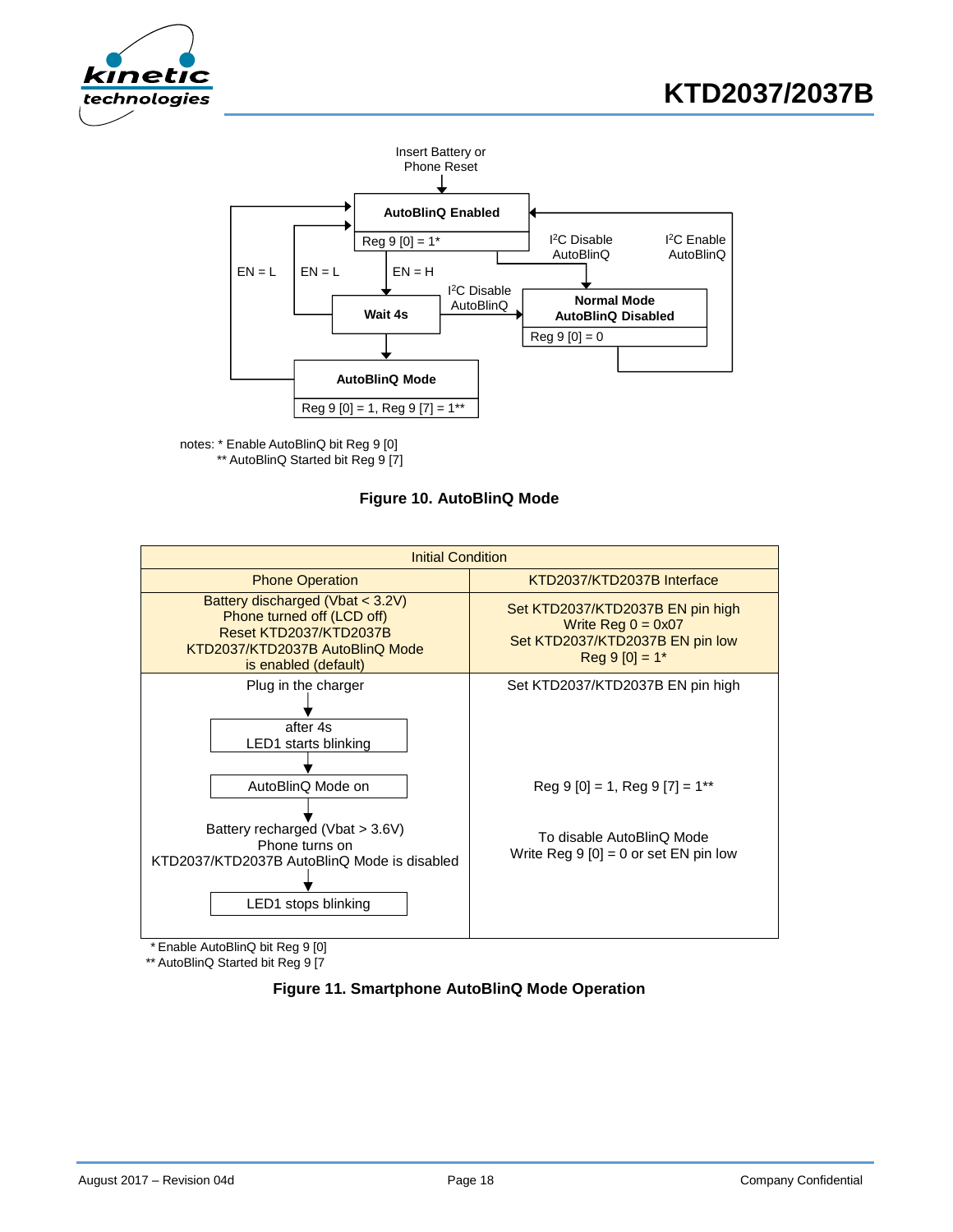Insert Battery or Phone Reset

**AutoBlinQ Enabled**
Reg 9 [0] = 1*

EN = L | EN = L | EN = H

**Wait 4s**

$I^2C$ Disable AutoBlinQ

$I^2C$ Disable AutoBlinQ

$I^2C$ Enable AutoBlinQ

**Normal Mode AutoBlinQ Disabled**
Reg 9 [0] = 0

**AutoBlinQ Mode**
Reg 9 [0] = 1, Reg 9 [7] = 1**

notes: * Enable AutoBlinQ bit Reg 9 [0]
** AutoBlinQ Started bit Reg 9 [7]

**Figure 10. AutoBlinQ Mode**

| Initial Condition | |
|---|---|
| Phone Operation | KTD2037/KTD2037B Interface |
| Battery discharged (Vbat < 3.2V)<br>Phone turned off (LCD off)<br>Reset KTD2037/KTD2037B<br>KTD2037/KTD2037B AutoBlinQ Mode is enabled (default) | Set KTD2037/KTD2037B EN pin high<br>Write Reg 0 = 0x07<br>Set KTD2037/KTD2037B EN pin low<br>Reg 9 [0] = 1* |
| Plug in the charger<br>↓<br>after 4s<br>LED1 starts blinking<br>↓<br>AutoBlinQ Mode on<br>↓<br>Battery recharged (Vbat > 3.6V)<br>Phone turns on<br>KTD2037/KTD2037B AutoBlinQ Mode is disabled<br>↓<br>LED1 stops blinking | Set KTD2037/KTD2037B EN pin high<br><br>Reg 9 [0] = 1, Reg 9 [7] = 1**<br><br>To disable AutoBlinQ Mode<br>Write Reg 9 [0] = 0 or set EN pin low |

\* Enable AutoBlinQ bit Reg 9 [0]
** AutoBlinQ Started bit Reg 9 [7

**Figure 11. Smartphone AutoBlinQ Mode Operation**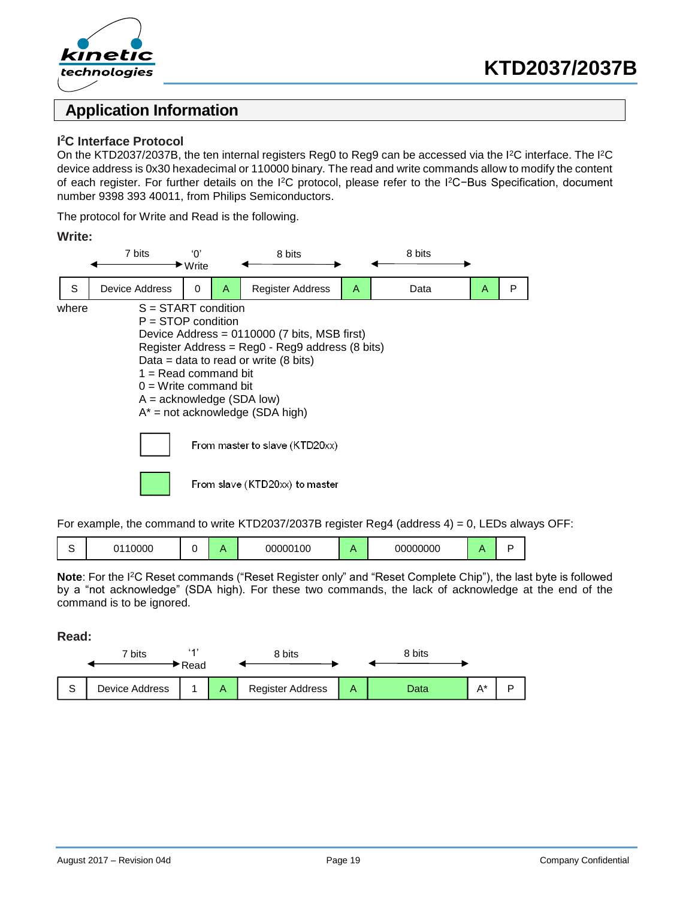## Application Information

### I²C Interface Protocol

On the KTD2037/2037B, the ten internal registers Reg0 to Reg9 can be accessed via the I²C interface. The I²C device address is 0x30 hexadecimal or 110000 binary. The read and write commands allow to modify the content of each register. For further details on the I²C protocol, please refer to the I²C−Bus Specification, document number 9398 393 40011, from Philips Semiconductors.

The protocol for Write and Read is the following.

**Write:**

| | 7 bits | '0' Write | | 8 bits | | 8 bits | | |
|---|---|---|---|---|---|---|---|---|
| S | Device Address | 0 | A | Register Address | A | Data | A | P |

where
- S = START condition
- P = STOP condition
- Device Address = 0110000 (7 bits, MSB first)
- Register Address = Reg0 - Reg9 address (8 bits)
- Data = data to read or write (8 bits)
- 1 = Read command bit
- 0 = Write command bit
- A = acknowledge (SDA low)
- A* = not acknowledge (SDA high)

White box: From master to slave (KTD20xx)

Green box: From slave (KTD20xx) to master

For example, the command to write KTD2037/2037B register Reg4 (address 4) = 0, LEDs always OFF:

| S | 0110000 | 0 | A | 00000100 | A | 00000000 | A | P |
|---|---|---|---|---|---|---|---|---|

**Note**: For the I²C Reset commands ("Reset Register only" and "Reset Complete Chip"), the last byte is followed by a "not acknowledge" (SDA high). For these two commands, the lack of acknowledge at the end of the command is to be ignored.

**Read:**

| | 7 bits | '1' Read | | 8 bits | | 8 bits | | |
|---|---|---|---|---|---|---|---|---|
| S | Device Address | 1 | A | Register Address | A | Data | A* | P |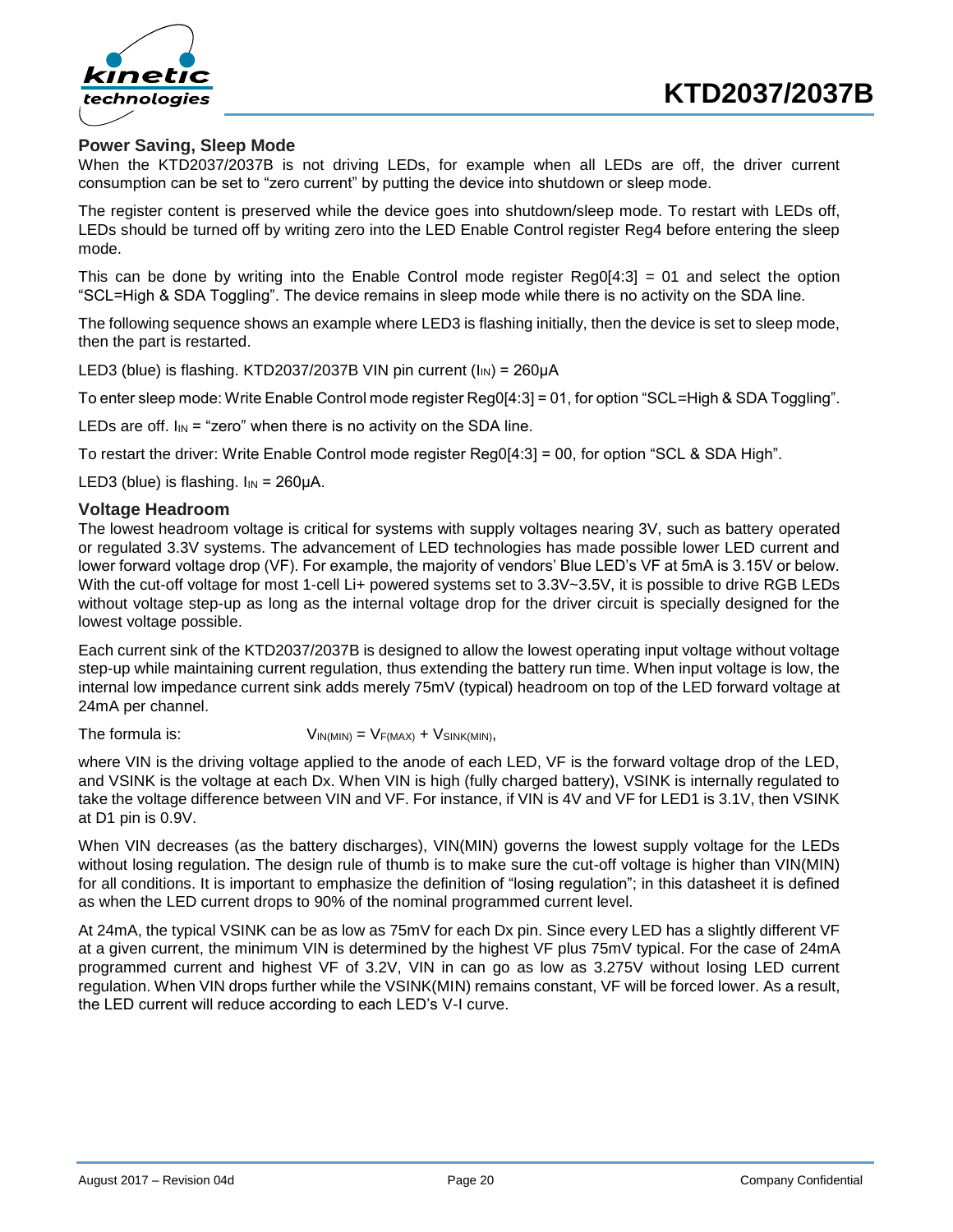## Power Saving, Sleep Mode

When the KTD2037/2037B is not driving LEDs, for example when all LEDs are off, the driver current consumption can be set to "zero current" by putting the device into shutdown or sleep mode.

The register content is preserved while the device goes into shutdown/sleep mode. To restart with LEDs off, LEDs should be turned off by writing zero into the LED Enable Control register Reg4 before entering the sleep mode.

This can be done by writing into the Enable Control mode register Reg0[4:3] = 01 and select the option "SCL=High & SDA Toggling". The device remains in sleep mode while there is no activity on the SDA line.

The following sequence shows an example where LED3 is flashing initially, then the device is set to sleep mode, then the part is restarted.

LED3 (blue) is flashing. KTD2037/2037B VIN pin current ($I_{IN}$) = 260µA

To enter sleep mode: Write Enable Control mode register Reg0[4:3] = 01, for option "SCL=High & SDA Toggling".

LEDs are off. $I_{IN}$ = "zero" when there is no activity on the SDA line.

To restart the driver: Write Enable Control mode register Reg0[4:3] = 00, for option "SCL & SDA High".

LED3 (blue) is flashing. $I_{IN}$ = 260µA.

## Voltage Headroom

The lowest headroom voltage is critical for systems with supply voltages nearing 3V, such as battery operated or regulated 3.3V systems. The advancement of LED technologies has made possible lower LED current and lower forward voltage drop (VF). For example, the majority of vendors' Blue LED's VF at 5mA is 3.15V or below. With the cut-off voltage for most 1-cell Li+ powered systems set to 3.3V~3.5V, it is possible to drive RGB LEDs without voltage step-up as long as the internal voltage drop for the driver circuit is specially designed for the lowest voltage possible.

Each current sink of the KTD2037/2037B is designed to allow the lowest operating input voltage without voltage step-up while maintaining current regulation, thus extending the battery run time. When input voltage is low, the internal low impedance current sink adds merely 75mV (typical) headroom on top of the LED forward voltage at 24mA per channel.

The formula is: $V_{IN(MIN)} = V_{F(MAX)} + V_{SINK(MIN)}$,

where VIN is the driving voltage applied to the anode of each LED, VF is the forward voltage drop of the LED, and VSINK is the voltage at each Dx. When VIN is high (fully charged battery), VSINK is internally regulated to take the voltage difference between VIN and VF. For instance, if VIN is 4V and VF for LED1 is 3.1V, then VSINK at D1 pin is 0.9V.

When VIN decreases (as the battery discharges), VIN(MIN) governs the lowest supply voltage for the LEDs without losing regulation. The design rule of thumb is to make sure the cut-off voltage is higher than VIN(MIN) for all conditions. It is important to emphasize the definition of "losing regulation"; in this datasheet it is defined as when the LED current drops to 90% of the nominal programmed current level.

At 24mA, the typical VSINK can be as low as 75mV for each Dx pin. Since every LED has a slightly different VF at a given current, the minimum VIN is determined by the highest VF plus 75mV typical. For the case of 24mA programmed current and highest VF of 3.2V, VIN in can go as low as 3.275V without losing LED current regulation. When VIN drops further while the VSINK(MIN) remains constant, VF will be forced lower. As a result, the LED current will reduce according to each LED's V-I curve.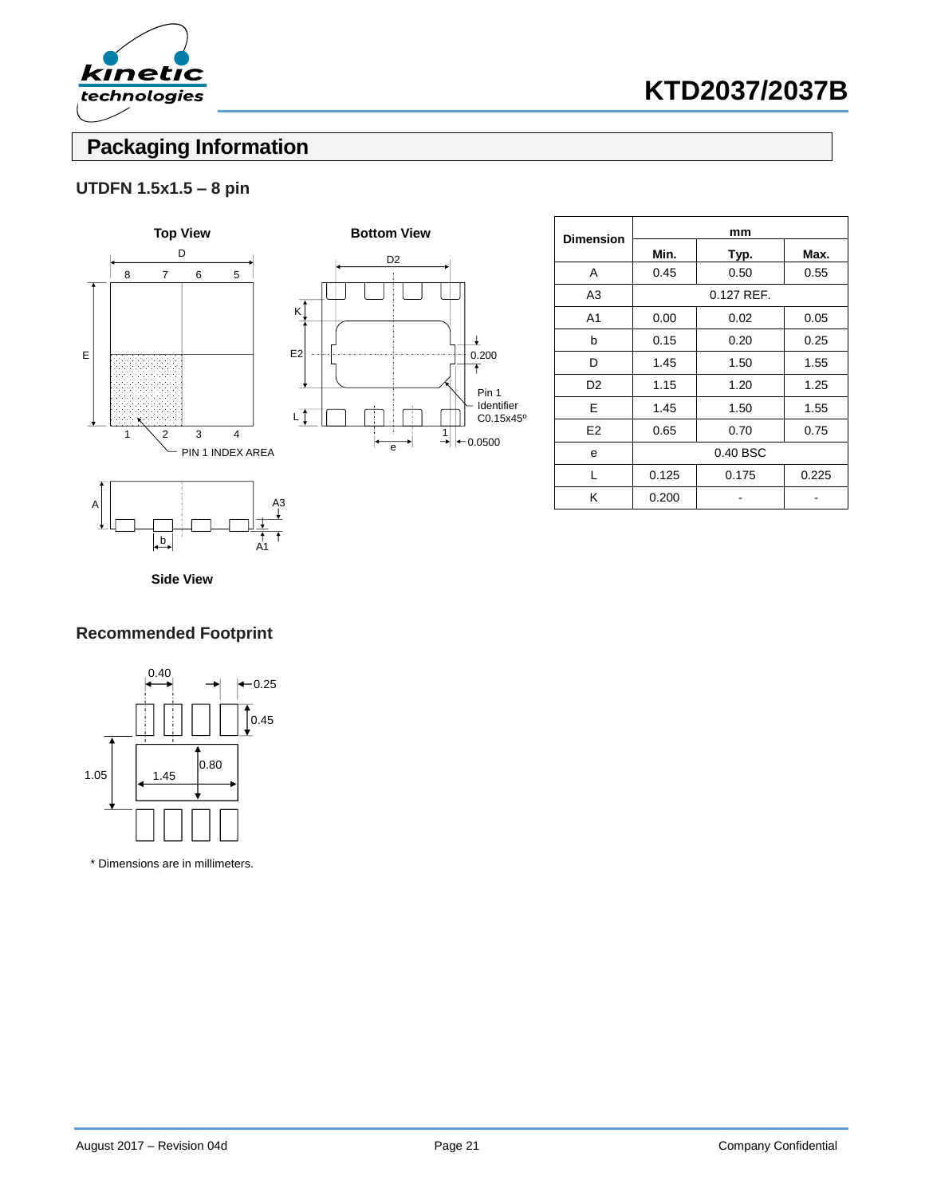## Packaging Information

### UTDFN 1.5x1.5 – 8 pin

| Dimension | mm | | |
|---|---|---|---|
| | Min. | Typ. | Max. |
| A | 0.45 | 0.50 | 0.55 |
| A3 | 0.127 REF. | | |
| A1 | 0.00 | 0.02 | 0.05 |
| b | 0.15 | 0.20 | 0.25 |
| D | 1.45 | 1.50 | 1.55 |
| D2 | 1.15 | 1.20 | 1.25 |
| E | 1.45 | 1.50 | 1.55 |
| E2 | 0.65 | 0.70 | 0.75 |
| e | 0.40 BSC | | |
| L | 0.125 | 0.175 | 0.225 |
| K | 0.200 | - | - |

### Recommended Footprint

\* Dimensions are in millimeters.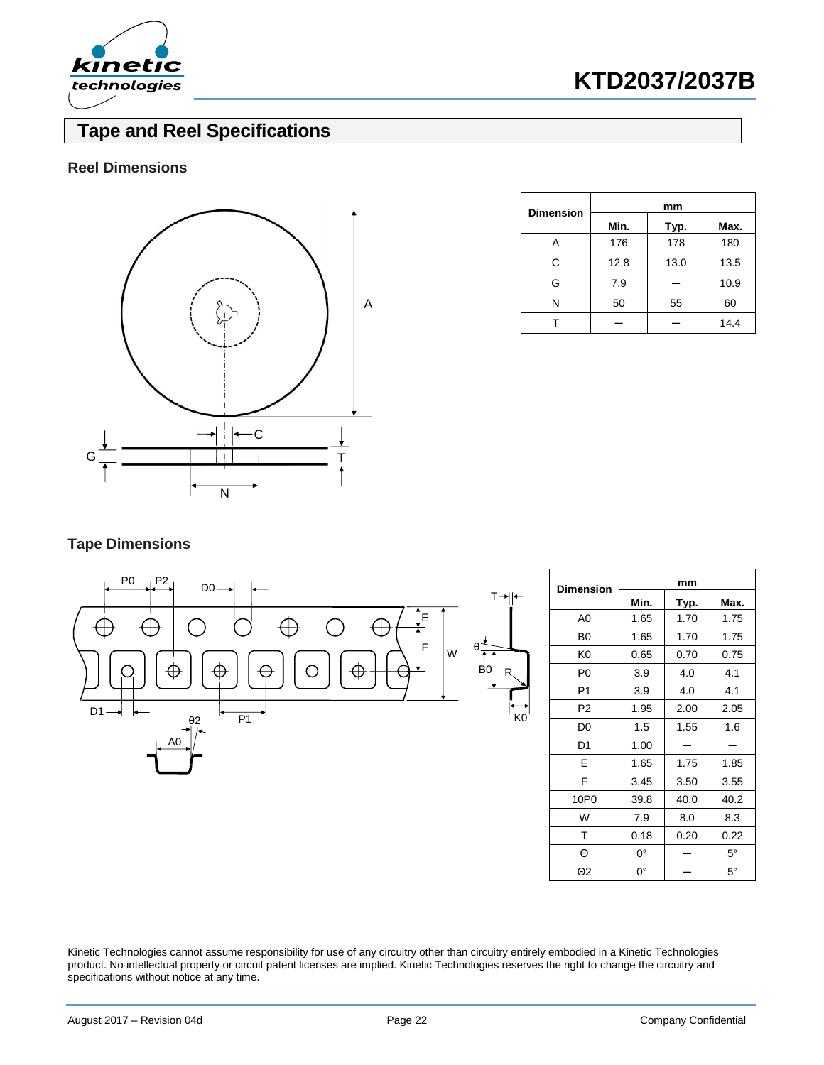## Tape and Reel Specifications

### Reel Dimensions

| Dimension | mm | | |
|---|---|---|---|
| | Min. | Typ. | Max. |
| A | 176 | 178 | 180 |
| C | 12.8 | 13.0 | 13.5 |
| G | 7.9 | – | 10.9 |
| N | 50 | 55 | 60 |
| T | – | – | 14.4 |

### Tape Dimensions

| Dimension | mm | | |
|---|---|---|---|
| | Min. | Typ. | Max. |
| A0 | 1.65 | 1.70 | 1.75 |
| B0 | 1.65 | 1.70 | 1.75 |
| K0 | 0.65 | 0.70 | 0.75 |
| P0 | 3.9 | 4.0 | 4.1 |
| P1 | 3.9 | 4.0 | 4.1 |
| P2 | 1.95 | 2.00 | 2.05 |
| D0 | 1.5 | 1.55 | 1.6 |
| D1 | 1.00 | – | – |
| E | 1.65 | 1.75 | 1.85 |
| F | 3.45 | 3.50 | 3.55 |
| 10P0 | 39.8 | 40.0 | 40.2 |
| W | 7.9 | 8.0 | 8.3 |
| T | 0.18 | 0.20 | 0.22 |
| Θ | 0° | – | 5° |
| Θ2 | 0° | – | 5° |

Kinetic Technologies cannot assume responsibility for use of any circuitry other than circuitry entirely embodied in a Kinetic Technologies product. No intellectual property or circuit patent licenses are implied. Kinetic Technologies reserves the right to change the circuitry and specifications without notice at any time.